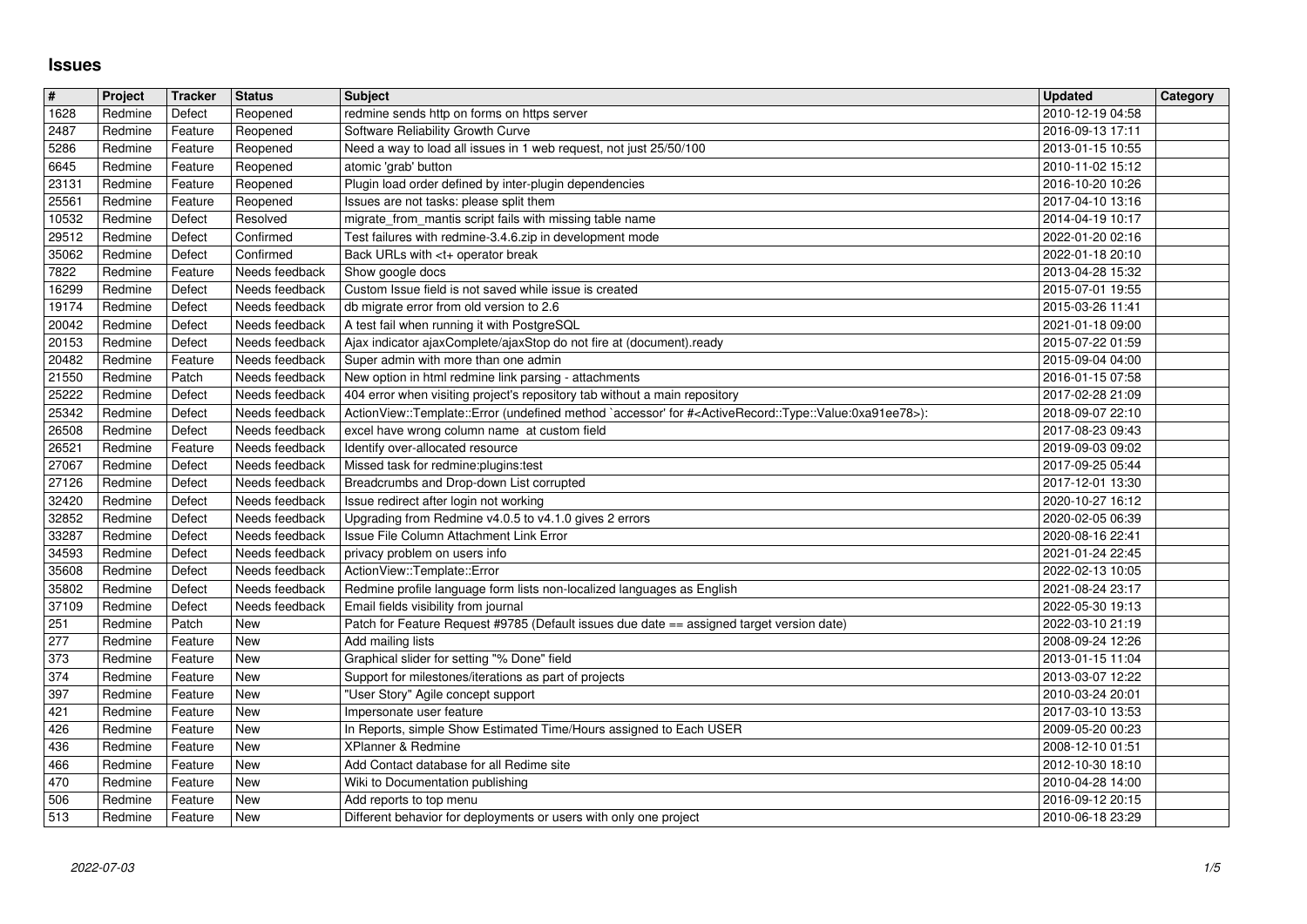# Issues

| # | Project | Tracker | Status | Subject | Updated | Category |
|---|---|---|---|---|---|---|
| 1628 | Redmine | Defect | Reopened | redmine sends http on forms on https server | 2010-12-19 04:58 | |
| 2487 | Redmine | Feature | Reopened | Software Reliability Growth Curve | 2016-09-13 17:11 | |
| 5286 | Redmine | Feature | Reopened | Need a way to load all issues in 1 web request, not just 25/50/100 | 2013-01-15 10:55 | |
| 6645 | Redmine | Feature | Reopened | atomic 'grab' button | 2010-11-02 15:12 | |
| 23131 | Redmine | Feature | Reopened | Plugin load order defined by inter-plugin dependencies | 2016-10-20 10:26 | |
| 25561 | Redmine | Feature | Reopened | Issues are not tasks: please split them | 2017-04-10 13:16 | |
| 10532 | Redmine | Defect | Resolved | migrate_from_mantis script fails with missing table name | 2014-04-19 10:17 | |
| 29512 | Redmine | Defect | Confirmed | Test failures with redmine-3.4.6.zip in development mode | 2022-01-20 02:16 | |
| 35062 | Redmine | Defect | Confirmed | Back URLs with <t+ operator break | 2022-01-18 20:10 | |
| 7822 | Redmine | Feature | Needs feedback | Show google docs | 2013-04-28 15:32 | |
| 16299 | Redmine | Defect | Needs feedback | Custom Issue field is not saved while issue is created | 2015-07-01 19:55 | |
| 19174 | Redmine | Defect | Needs feedback | db migrate error from old version to 2.6 | 2015-03-26 11:41 | |
| 20042 | Redmine | Defect | Needs feedback | A test fail when running it with PostgreSQL | 2021-01-18 09:00 | |
| 20153 | Redmine | Defect | Needs feedback | Ajax indicator ajaxComplete/ajaxStop do not fire at (document).ready | 2015-07-22 01:59 | |
| 20482 | Redmine | Feature | Needs feedback | Super admin with more than one admin | 2015-09-04 04:00 | |
| 21550 | Redmine | Patch | Needs feedback | New option in html redmine link parsing - attachments | 2016-01-15 07:58 | |
| 25222 | Redmine | Defect | Needs feedback | 404 error when visiting project's repository tab without a main repository | 2017-02-28 21:09 | |
| 25342 | Redmine | Defect | Needs feedback | ActionView::Template::Error (undefined method `accessor' for #<ActiveRecord::Type::Value:0xa91ee78>): | 2018-09-07 22:10 | |
| 26508 | Redmine | Defect | Needs feedback | excel have wrong column name at custom field | 2017-08-23 09:43 | |
| 26521 | Redmine | Feature | Needs feedback | Identify over-allocated resource | 2019-09-03 09:02 | |
| 27067 | Redmine | Defect | Needs feedback | Missed task for redmine:plugins:test | 2017-09-25 05:44 | |
| 27126 | Redmine | Defect | Needs feedback | Breadcrumbs and Drop-down List corrupted | 2017-12-01 13:30 | |
| 32420 | Redmine | Defect | Needs feedback | Issue redirect after login not working | 2020-10-27 16:12 | |
| 32852 | Redmine | Defect | Needs feedback | Upgrading from Redmine v4.0.5 to v4.1.0 gives 2 errors | 2020-02-05 06:39 | |
| 33287 | Redmine | Defect | Needs feedback | Issue File Column Attachment Link Error | 2020-08-16 22:41 | |
| 34593 | Redmine | Defect | Needs feedback | privacy problem on users info | 2021-01-24 22:45 | |
| 35608 | Redmine | Defect | Needs feedback | ActionView::Template::Error | 2022-02-13 10:05 | |
| 35802 | Redmine | Defect | Needs feedback | Redmine profile language form lists non-localized languages as English | 2021-08-24 23:17 | |
| 37109 | Redmine | Defect | Needs feedback | Email fields visibility from journal | 2022-05-30 19:13 | |
| 251 | Redmine | Patch | New | Patch for Feature Request #9785 (Default issues due date == assigned target version date) | 2022-03-10 21:19 | |
| 277 | Redmine | Feature | New | Add mailing lists | 2008-09-24 12:26 | |
| 373 | Redmine | Feature | New | Graphical slider for setting "% Done" field | 2013-01-15 11:04 | |
| 374 | Redmine | Feature | New | Support for milestones/iterations as part of projects | 2013-03-07 12:22 | |
| 397 | Redmine | Feature | New | "User Story" Agile concept support | 2010-03-24 20:01 | |
| 421 | Redmine | Feature | New | Impersonate user feature | 2017-03-10 13:53 | |
| 426 | Redmine | Feature | New | In Reports, simple Show Estimated Time/Hours assigned to Each USER | 2009-05-20 00:23 | |
| 436 | Redmine | Feature | New | XPlanner & Redmine | 2008-12-10 01:51 | |
| 466 | Redmine | Feature | New | Add Contact database for all Redime site | 2012-10-30 18:10 | |
| 470 | Redmine | Feature | New | Wiki to Documentation publishing | 2010-04-28 14:00 | |
| 506 | Redmine | Feature | New | Add reports to top menu | 2016-09-12 20:15 | |
| 513 | Redmine | Feature | New | Different behavior for deployments or users with only one project | 2010-06-18 23:29 | |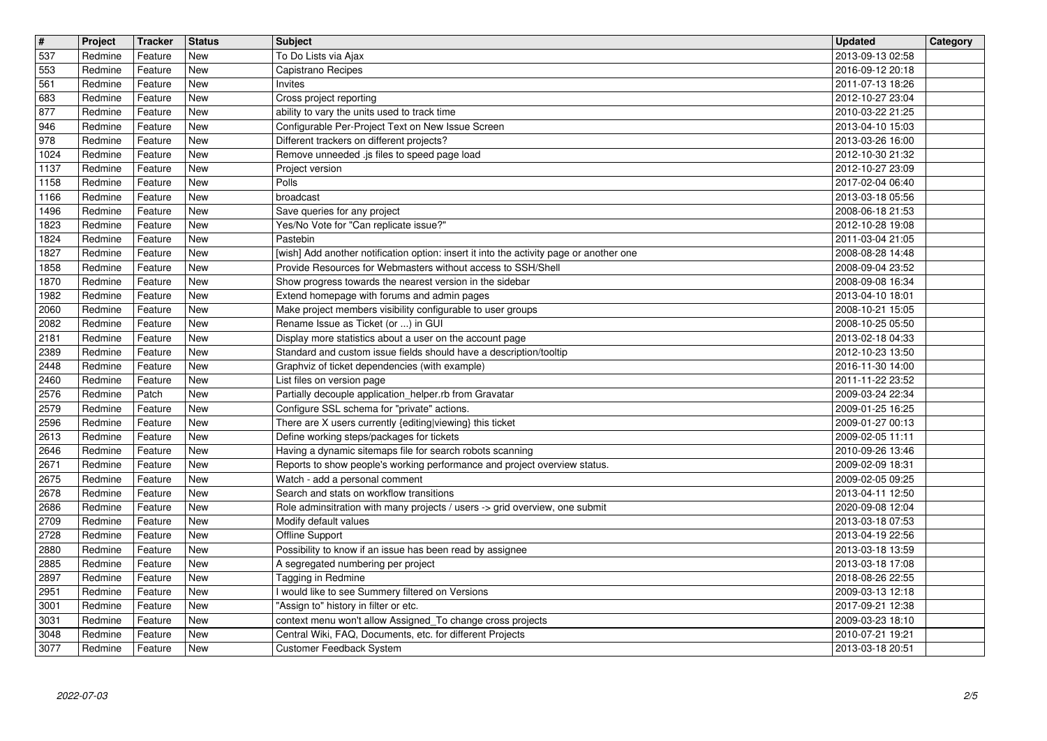| # | Project | Tracker | Status | Subject | Updated | Category |
|---|---|---|---|---|---|---|
| 537 | Redmine | Feature | New | To Do Lists via Ajax | 2013-09-13 02:58 | |
| 553 | Redmine | Feature | New | Capistrano Recipes | 2016-09-12 20:18 | |
| 561 | Redmine | Feature | New | Invites | 2011-07-13 18:26 | |
| 683 | Redmine | Feature | New | Cross project reporting | 2012-10-27 23:04 | |
| 877 | Redmine | Feature | New | ability to vary the units used to track time | 2010-03-22 21:25 | |
| 946 | Redmine | Feature | New | Configurable Per-Project Text on New Issue Screen | 2013-04-10 15:03 | |
| 978 | Redmine | Feature | New | Different trackers on different projects? | 2013-03-26 16:00 | |
| 1024 | Redmine | Feature | New | Remove unneeded .js files to speed page load | 2012-10-30 21:32 | |
| 1137 | Redmine | Feature | New | Project version | 2012-10-27 23:09 | |
| 1158 | Redmine | Feature | New | Polls | 2017-02-04 06:40 | |
| 1166 | Redmine | Feature | New | broadcast | 2013-03-18 05:56 | |
| 1496 | Redmine | Feature | New | Save queries for any project | 2008-06-18 21:53 | |
| 1823 | Redmine | Feature | New | Yes/No Vote for "Can replicate issue?" | 2012-10-28 19:08 | |
| 1824 | Redmine | Feature | New | Pastebin | 2011-03-04 21:05 | |
| 1827 | Redmine | Feature | New | [wish] Add another notification option: insert it into the activity page or another one | 2008-08-28 14:48 | |
| 1858 | Redmine | Feature | New | Provide Resources for Webmasters without access to SSH/Shell | 2008-09-04 23:52 | |
| 1870 | Redmine | Feature | New | Show progress towards the nearest version in the sidebar | 2008-09-08 16:34 | |
| 1982 | Redmine | Feature | New | Extend homepage with forums and admin pages | 2013-04-10 18:01 | |
| 2060 | Redmine | Feature | New | Make project members visibility configurable to user groups | 2008-10-21 15:05 | |
| 2082 | Redmine | Feature | New | Rename Issue as Ticket (or ...) in GUI | 2008-10-25 05:50 | |
| 2181 | Redmine | Feature | New | Display more statistics about a user on the account page | 2013-02-18 04:33 | |
| 2389 | Redmine | Feature | New | Standard and custom issue fields should have a description/tooltip | 2012-10-23 13:50 | |
| 2448 | Redmine | Feature | New | Graphviz of ticket dependencies (with example) | 2016-11-30 14:00 | |
| 2460 | Redmine | Feature | New | List files on version page | 2011-11-22 23:52 | |
| 2576 | Redmine | Patch | New | Partially decouple application_helper.rb from Gravatar | 2009-03-24 22:34 | |
| 2579 | Redmine | Feature | New | Configure SSL schema for "private" actions. | 2009-01-25 16:25 | |
| 2596 | Redmine | Feature | New | There are X users currently {editing\|viewing} this ticket | 2009-01-27 00:13 | |
| 2613 | Redmine | Feature | New | Define working steps/packages for tickets | 2009-02-05 11:11 | |
| 2646 | Redmine | Feature | New | Having a dynamic sitemaps file for search robots scanning | 2010-09-26 13:46 | |
| 2671 | Redmine | Feature | New | Reports to show people's working performance and project overview status. | 2009-02-09 18:31 | |
| 2675 | Redmine | Feature | New | Watch - add a personal comment | 2009-02-05 09:25 | |
| 2678 | Redmine | Feature | New | Search and stats on workflow transitions | 2013-04-11 12:50 | |
| 2686 | Redmine | Feature | New | Role adminsitration with many projects / users -> grid overview, one submit | 2020-09-08 12:04 | |
| 2709 | Redmine | Feature | New | Modify default values | 2013-03-18 07:53 | |
| 2728 | Redmine | Feature | New | Offline Support | 2013-04-19 22:56 | |
| 2880 | Redmine | Feature | New | Possibility to know if an issue has been read by assignee | 2013-03-18 13:59 | |
| 2885 | Redmine | Feature | New | A segregated numbering per project | 2013-03-18 17:08 | |
| 2897 | Redmine | Feature | New | Tagging in Redmine | 2018-08-26 22:55 | |
| 2951 | Redmine | Feature | New | I would like to see Summery filtered on Versions | 2009-03-13 12:18 | |
| 3001 | Redmine | Feature | New | "Assign to" history in filter or etc. | 2017-09-21 12:38 | |
| 3031 | Redmine | Feature | New | context menu won't allow Assigned_To change cross projects | 2009-03-23 18:10 | |
| 3048 | Redmine | Feature | New | Central Wiki, FAQ, Documents, etc. for different Projects | 2010-07-21 19:21 | |
| 3077 | Redmine | Feature | New | Customer Feedback System | 2013-03-18 20:51 | |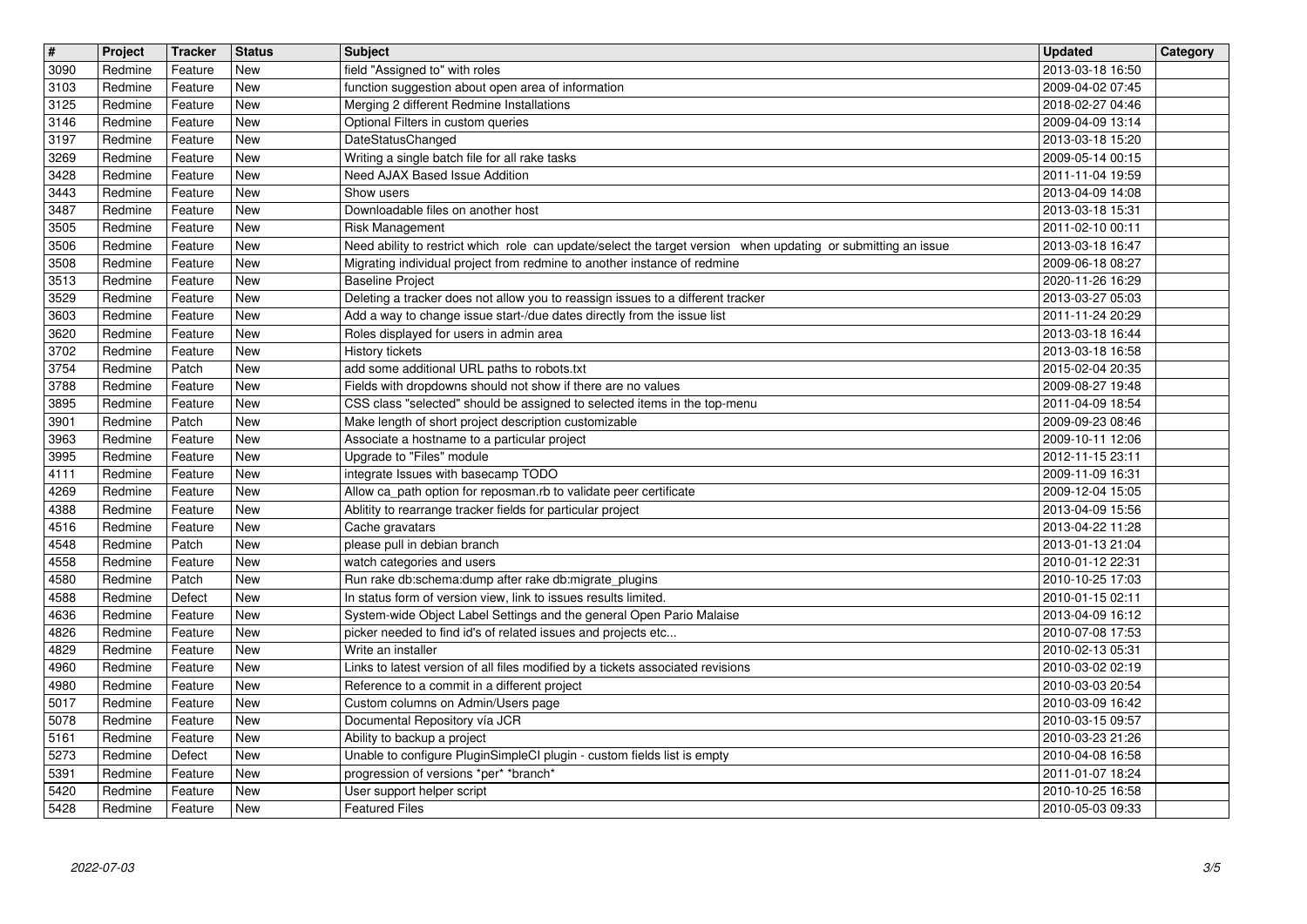| # | Project | Tracker | Status | Subject | Updated | Category |
| --- | --- | --- | --- | --- | --- | --- |
| 3090 | Redmine | Feature | New | field "Assigned to" with roles | 2013-03-18 16:50 | |
| 3103 | Redmine | Feature | New | function suggestion about open area of information | 2009-04-02 07:45 | |
| 3125 | Redmine | Feature | New | Merging 2 different Redmine Installations | 2018-02-27 04:46 | |
| 3146 | Redmine | Feature | New | Optional Filters in custom queries | 2009-04-09 13:14 | |
| 3197 | Redmine | Feature | New | DateStatusChanged | 2013-03-18 15:20 | |
| 3269 | Redmine | Feature | New | Writing a single batch file for all rake tasks | 2009-05-14 00:15 | |
| 3428 | Redmine | Feature | New | Need AJAX Based Issue Addition | 2011-11-04 19:59 | |
| 3443 | Redmine | Feature | New | Show users | 2013-04-09 14:08 | |
| 3487 | Redmine | Feature | New | Downloadable files on another host | 2013-03-18 15:31 | |
| 3505 | Redmine | Feature | New | Risk Management | 2011-02-10 00:11 | |
| 3506 | Redmine | Feature | New | Need ability to restrict which role can update/select the target version when updating or submitting an issue | 2013-03-18 16:47 | |
| 3508 | Redmine | Feature | New | Migrating individual project from redmine to another instance of redmine | 2009-06-18 08:27 | |
| 3513 | Redmine | Feature | New | Baseline Project | 2020-11-26 16:29 | |
| 3529 | Redmine | Feature | New | Deleting a tracker does not allow you to reassign issues to a different tracker | 2013-03-27 05:03 | |
| 3603 | Redmine | Feature | New | Add a way to change issue start-/due dates directly from the issue list | 2011-11-24 20:29 | |
| 3620 | Redmine | Feature | New | Roles displayed for users in admin area | 2013-03-18 16:44 | |
| 3702 | Redmine | Feature | New | History tickets | 2013-03-18 16:58 | |
| 3754 | Redmine | Patch | New | add some additional URL paths to robots.txt | 2015-02-04 20:35 | |
| 3788 | Redmine | Feature | New | Fields with dropdowns should not show if there are no values | 2009-08-27 19:48 | |
| 3895 | Redmine | Feature | New | CSS class "selected" should be assigned to selected items in the top-menu | 2011-04-09 18:54 | |
| 3901 | Redmine | Patch | New | Make length of short project description customizable | 2009-09-23 08:46 | |
| 3963 | Redmine | Feature | New | Associate a hostname to a particular project | 2009-10-11 12:06 | |
| 3995 | Redmine | Feature | New | Upgrade to "Files" module | 2012-11-15 23:11 | |
| 4111 | Redmine | Feature | New | integrate Issues with basecamp TODO | 2009-11-09 16:31 | |
| 4269 | Redmine | Feature | New | Allow ca_path option for reposman.rb to validate peer certificate | 2009-12-04 15:05 | |
| 4388 | Redmine | Feature | New | Ablitity to rearrange tracker fields for particular project | 2013-04-09 15:56 | |
| 4516 | Redmine | Feature | New | Cache gravatars | 2013-04-22 11:28 | |
| 4548 | Redmine | Patch | New | please pull in debian branch | 2013-01-13 21:04 | |
| 4558 | Redmine | Feature | New | watch categories and users | 2010-01-12 22:31 | |
| 4580 | Redmine | Patch | New | Run rake db:schema:dump after rake db:migrate_plugins | 2010-10-25 17:03 | |
| 4588 | Redmine | Defect | New | In status form of version view, link to issues results limited. | 2010-01-15 02:11 | |
| 4636 | Redmine | Feature | New | System-wide Object Label Settings and the general Open Pario Malaise | 2013-04-09 16:12 | |
| 4826 | Redmine | Feature | New | picker needed to find id's of related issues and projects etc... | 2010-07-08 17:53 | |
| 4829 | Redmine | Feature | New | Write an installer | 2010-02-13 05:31 | |
| 4960 | Redmine | Feature | New | Links to latest version of all files modified by a tickets associated revisions | 2010-03-02 02:19 | |
| 4980 | Redmine | Feature | New | Reference to a commit in a different project | 2010-03-03 20:54 | |
| 5017 | Redmine | Feature | New | Custom columns on Admin/Users page | 2010-03-09 16:42 | |
| 5078 | Redmine | Feature | New | Documental Repository vía JCR | 2010-03-15 09:57 | |
| 5161 | Redmine | Feature | New | Ability to backup a project | 2010-03-23 21:26 | |
| 5273 | Redmine | Defect | New | Unable to configure PluginSimpleCI plugin - custom fields list is empty | 2010-04-08 16:58 | |
| 5391 | Redmine | Feature | New | progression of versions *per* *branch* | 2011-01-07 18:24 | |
| 5420 | Redmine | Feature | New | User support helper script | 2010-10-25 16:58 | |
| 5428 | Redmine | Feature | New | Featured Files | 2010-05-03 09:33 | |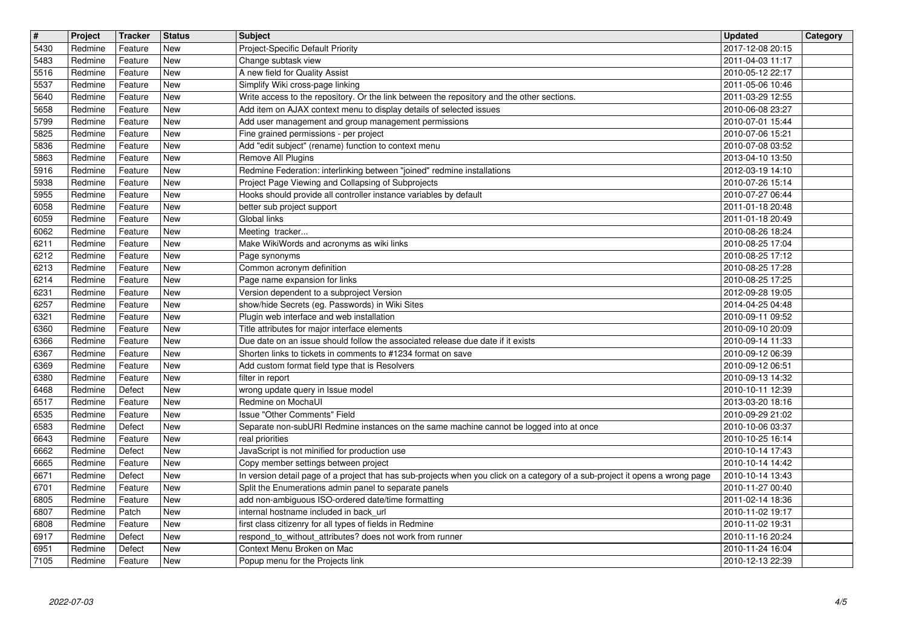| # | Project | Tracker | Status | Subject | Updated | Category |
|---|---|---|---|---|---|---|
| 5430 | Redmine | Feature | New | Project-Specific Default Priority | 2017-12-08 20:15 | |
| 5483 | Redmine | Feature | New | Change subtask view | 2011-04-03 11:17 | |
| 5516 | Redmine | Feature | New | A new field for Quality Assist | 2010-05-12 22:17 | |
| 5537 | Redmine | Feature | New | Simplify Wiki cross-page linking | 2011-05-06 10:46 | |
| 5640 | Redmine | Feature | New | Write access to the repository. Or the link between the repository and the other sections. | 2011-03-29 12:55 | |
| 5658 | Redmine | Feature | New | Add item on AJAX context menu to display details of selected issues | 2010-06-08 23:27 | |
| 5799 | Redmine | Feature | New | Add user management and group management permissions | 2010-07-01 15:44 | |
| 5825 | Redmine | Feature | New | Fine grained permissions - per project | 2010-07-06 15:21 | |
| 5836 | Redmine | Feature | New | Add "edit subject" (rename) function to context menu | 2010-07-08 03:52 | |
| 5863 | Redmine | Feature | New | Remove All Plugins | 2013-04-10 13:50 | |
| 5916 | Redmine | Feature | New | Redmine Federation: interlinking between "joined" redmine installations | 2012-03-19 14:10 | |
| 5938 | Redmine | Feature | New | Project Page Viewing and Collapsing of Subprojects | 2010-07-26 15:14 | |
| 5955 | Redmine | Feature | New | Hooks should provide all controller instance variables by default | 2010-07-27 06:44 | |
| 6058 | Redmine | Feature | New | better sub project support | 2011-01-18 20:48 | |
| 6059 | Redmine | Feature | New | Global links | 2011-01-18 20:49 | |
| 6062 | Redmine | Feature | New | Meeting tracker... | 2010-08-26 18:24 | |
| 6211 | Redmine | Feature | New | Make WikiWords and acronyms as wiki links | 2010-08-25 17:04 | |
| 6212 | Redmine | Feature | New | Page synonyms | 2010-08-25 17:12 | |
| 6213 | Redmine | Feature | New | Common acronym definition | 2010-08-25 17:28 | |
| 6214 | Redmine | Feature | New | Page name expansion for links | 2010-08-25 17:25 | |
| 6231 | Redmine | Feature | New | Version dependent to a subproject Version | 2012-09-28 19:05 | |
| 6257 | Redmine | Feature | New | show/hide Secrets (eg. Passwords) in Wiki Sites | 2014-04-25 04:48 | |
| 6321 | Redmine | Feature | New | Plugin web interface and web installation | 2010-09-11 09:52 | |
| 6360 | Redmine | Feature | New | Title attributes for major interface elements | 2010-09-10 20:09 | |
| 6366 | Redmine | Feature | New | Due date on an issue should follow the associated release due date if it exists | 2010-09-14 11:33 | |
| 6367 | Redmine | Feature | New | Shorten links to tickets in comments to #1234 format on save | 2010-09-12 06:39 | |
| 6369 | Redmine | Feature | New | Add custom format field type that is Resolvers | 2010-09-12 06:51 | |
| 6380 | Redmine | Feature | New | filter in report | 2010-09-13 14:32 | |
| 6468 | Redmine | Defect | New | wrong update query in Issue model | 2010-10-11 12:39 | |
| 6517 | Redmine | Feature | New | Redmine on MochaUI | 2013-03-20 18:16 | |
| 6535 | Redmine | Feature | New | Issue "Other Comments" Field | 2010-09-29 21:02 | |
| 6583 | Redmine | Defect | New | Separate non-subURI Redmine instances on the same machine cannot be logged into at once | 2010-10-06 03:37 | |
| 6643 | Redmine | Feature | New | real priorities | 2010-10-25 16:14 | |
| 6662 | Redmine | Defect | New | JavaScript is not minified for production use | 2010-10-14 17:43 | |
| 6665 | Redmine | Feature | New | Copy member settings between project | 2010-10-14 14:42 | |
| 6671 | Redmine | Defect | New | In version detail page of a project that has sub-projects when you click on a category of a sub-project it opens a wrong page | 2010-10-14 13:43 | |
| 6701 | Redmine | Feature | New | Split the Enumerations admin panel to separate panels | 2010-11-27 00:40 | |
| 6805 | Redmine | Feature | New | add non-ambiguous ISO-ordered date/time formatting | 2011-02-14 18:36 | |
| 6807 | Redmine | Patch | New | internal hostname included in back_url | 2010-11-02 19:17 | |
| 6808 | Redmine | Feature | New | first class citizenry for all types of fields in Redmine | 2010-11-02 19:31 | |
| 6917 | Redmine | Defect | New | respond_to_without_attributes? does not work from runner | 2010-11-16 20:24 | |
| 6951 | Redmine | Defect | New | Context Menu Broken on Mac | 2010-11-24 16:04 | |
| 7105 | Redmine | Feature | New | Popup menu for the Projects link | 2010-12-13 22:39 | |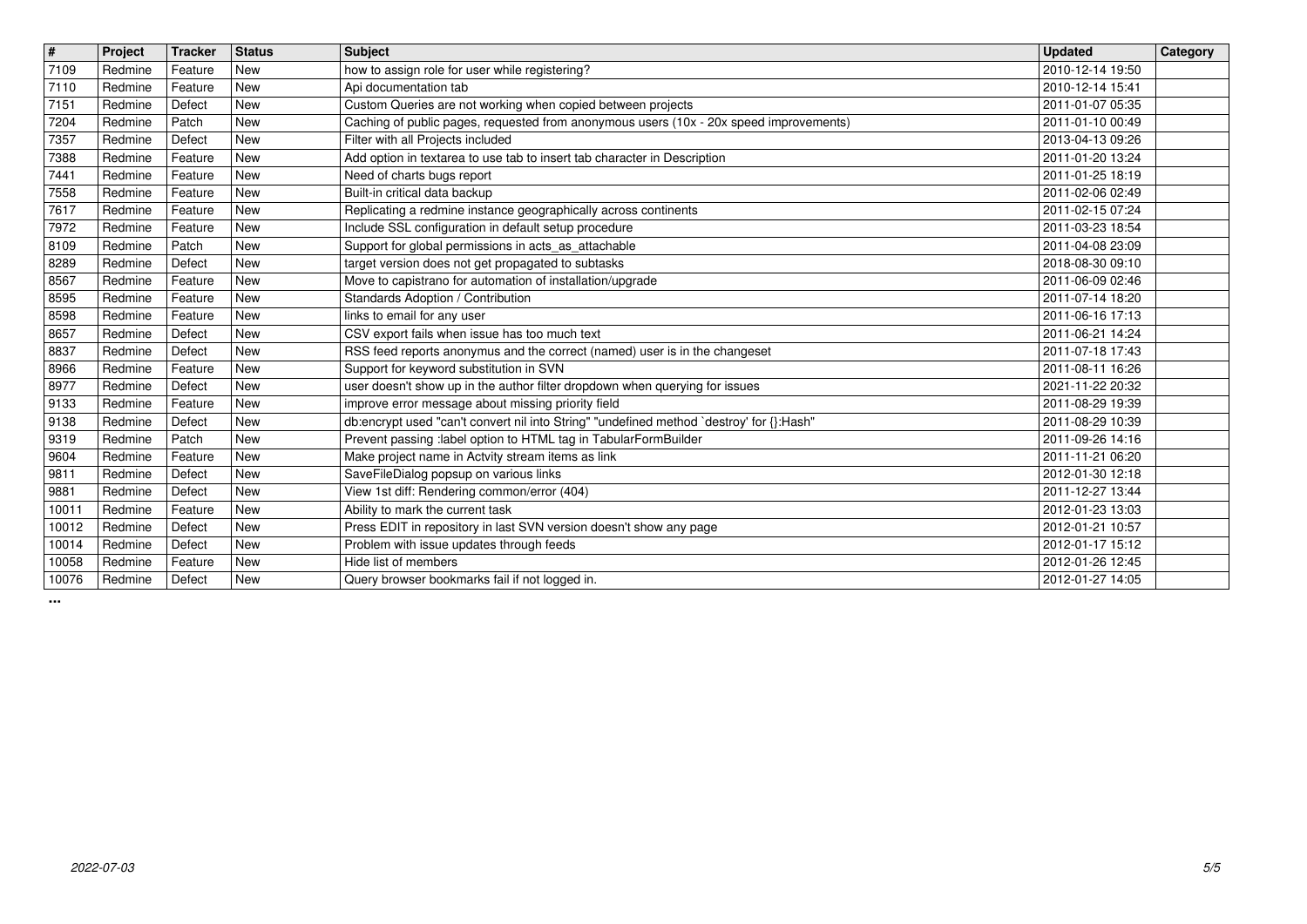| # | Project | Tracker | Status | Subject | Updated | Category |
| --- | --- | --- | --- | --- | --- | --- |
| 7109 | Redmine | Feature | New | how to assign role for user while registering? | 2010-12-14 19:50 | |
| 7110 | Redmine | Feature | New | Api documentation tab | 2010-12-14 15:41 | |
| 7151 | Redmine | Defect | New | Custom Queries are not working when copied between projects | 2011-01-07 05:35 | |
| 7204 | Redmine | Patch | New | Caching of public pages, requested from anonymous users (10x - 20x speed improvements) | 2011-01-10 00:49 | |
| 7357 | Redmine | Defect | New | Filter with all Projects included | 2013-04-13 09:26 | |
| 7388 | Redmine | Feature | New | Add option in textarea to use tab to insert tab character in Description | 2011-01-20 13:24 | |
| 7441 | Redmine | Feature | New | Need of charts bugs report | 2011-01-25 18:19 | |
| 7558 | Redmine | Feature | New | Built-in critical data backup | 2011-02-06 02:49 | |
| 7617 | Redmine | Feature | New | Replicating a redmine instance geographically across continents | 2011-02-15 07:24 | |
| 7972 | Redmine | Feature | New | Include SSL configuration in default setup procedure | 2011-03-23 18:54 | |
| 8109 | Redmine | Patch | New | Support for global permissions in acts_as_attachable | 2011-04-08 23:09 | |
| 8289 | Redmine | Defect | New | target version does not get propagated to subtasks | 2018-08-30 09:10 | |
| 8567 | Redmine | Feature | New | Move to capistrano for automation of installation/upgrade | 2011-06-09 02:46 | |
| 8595 | Redmine | Feature | New | Standards Adoption / Contribution | 2011-07-14 18:20 | |
| 8598 | Redmine | Feature | New | links to email for any user | 2011-06-16 17:13 | |
| 8657 | Redmine | Defect | New | CSV export fails when issue has too much text | 2011-06-21 14:24 | |
| 8837 | Redmine | Defect | New | RSS feed reports anonymus and the correct (named) user is in the changeset | 2011-07-18 17:43 | |
| 8966 | Redmine | Feature | New | Support for keyword substitution in SVN | 2011-08-11 16:26 | |
| 8977 | Redmine | Defect | New | user doesn't show up in the author filter dropdown when querying for issues | 2021-11-22 20:32 | |
| 9133 | Redmine | Feature | New | improve error message about missing priority field | 2011-08-29 19:39 | |
| 9138 | Redmine | Defect | New | db:encrypt used "can't convert nil into String" "undefined method `destroy' for {}:Hash" | 2011-08-29 10:39 | |
| 9319 | Redmine | Patch | New | Prevent passing :label option to HTML tag in TabularFormBuilder | 2011-09-26 14:16 | |
| 9604 | Redmine | Feature | New | Make project name in Actvity stream items as link | 2011-11-21 06:20 | |
| 9811 | Redmine | Defect | New | SaveFileDialog popsup on various links | 2012-01-30 12:18 | |
| 9881 | Redmine | Defect | New | View 1st diff: Rendering common/error (404) | 2011-12-27 13:44 | |
| 10011 | Redmine | Feature | New | Ability to mark the current task | 2012-01-23 13:03 | |
| 10012 | Redmine | Defect | New | Press EDIT in repository in last SVN version doesn't show any page | 2012-01-21 10:57 | |
| 10014 | Redmine | Defect | New | Problem with issue updates through feeds | 2012-01-17 15:12 | |
| 10058 | Redmine | Feature | New | Hide list of members | 2012-01-26 12:45 | |
| 10076 | Redmine | Defect | New | Query browser bookmarks fail if not logged in. | 2012-01-27 14:05 | |

...